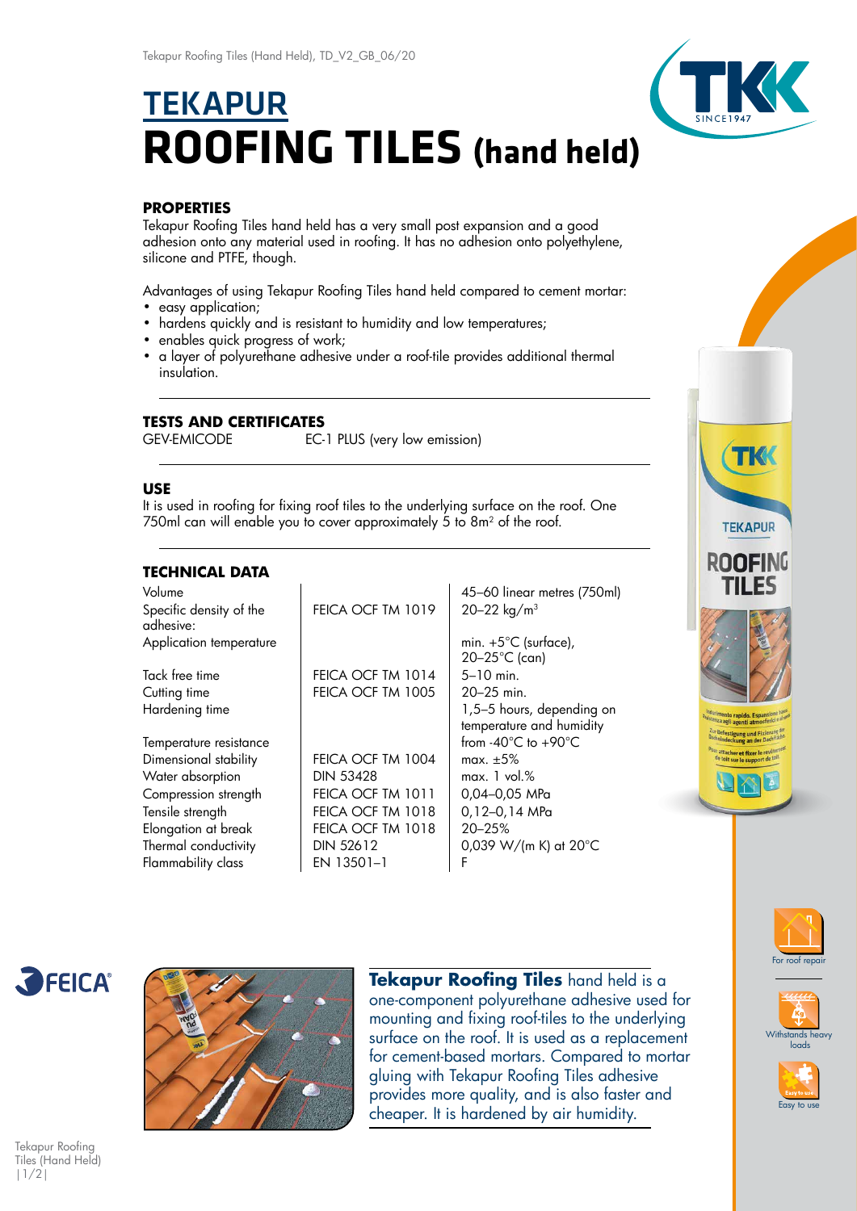# TEKAPUR
# ROOFING TILES (hand held)

## PROPERTIES

Tekapur Roofing Tiles hand held has a very small post expansion and a good adhesion onto any material used in roofing. It has no adhesion onto polyethylene, silicone and PTFE, though.

Advantages of using Tekapur Roofing Tiles hand held compared to cement mortar:

- easy application;
- hardens quickly and is resistant to humidity and low temperatures;
- enables quick progress of work;
- a layer of polyurethane adhesive under a roof-tile provides additional thermal insulation.

## TESTS AND CERTIFICATES

| | |
|---|---|
| GEV-EMICODE | EC-1 PLUS (very low emission) |

## USE

It is used in roofing for fixing roof tiles to the underlying surface on the roof. One 750ml can will enable you to cover approximately 5 to 8m² of the roof.

## TECHNICAL DATA

| Property | Standard | Value |
|---|---|---|
| Volume | | 45–60 linear metres (750ml) |
| Specific density of the adhesive: | FEICA OCF TM 1019 | 20–22 kg/m³ |
| Application temperature | | min. +5°C (surface), 20–25°C (can) |
| Tack free time | FEICA OCF TM 1014 | 5–10 min. |
| Cutting time | FEICA OCF TM 1005 | 20–25 min. |
| Hardening time | | 1,5–5 hours, depending on temperature and humidity |
| Temperature resistance | | from -40°C to +90°C |
| Dimensional stability | FEICA OCF TM 1004 | max. ±5% |
| Water absorption | DIN 53428 | max. 1 vol.% |
| Compression strength | FEICA OCF TM 1011 | 0,04–0,05 MPa |
| Tensile strength | FEICA OCF TM 1018 | 0,12–0,14 MPa |
| Elongation at break | FEICA OCF TM 1018 | 20–25% |
| Thermal conductivity | DIN 52612 | 0,039 W/(m K) at 20°C |
| Flammability class | EN 13501–1 | F |

**Tekapur Roofing Tiles** hand held is a one-component polyurethane adhesive used for mounting and fixing roof-tiles to the underlying surface on the roof. It is used as a replacement for cement-based mortars. Compared to mortar gluing with Tekapur Roofing Tiles adhesive provides more quality, and is also faster and cheaper. It is hardened by air humidity.

For roof repair

Withstands heavy loads

Easy to use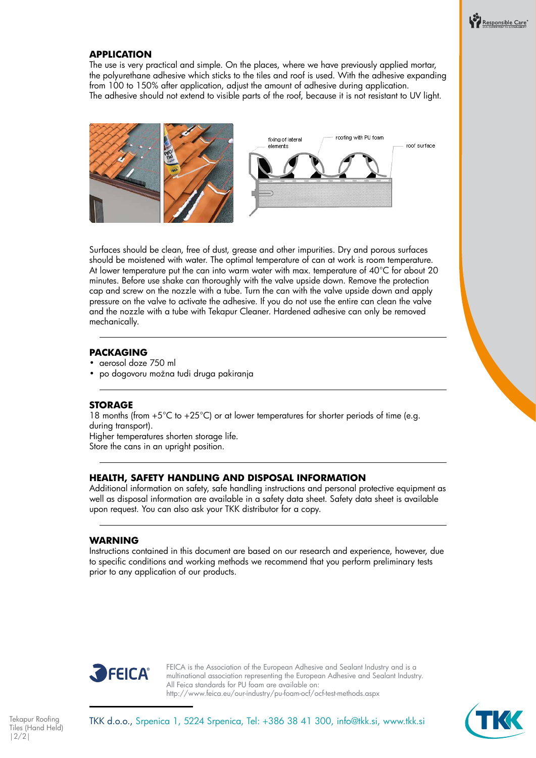## APPLICATION

The use is very practical and simple. On the places, where we have previously applied mortar, the polyurethane adhesive which sticks to the tiles and roof is used. With the adhesive expanding from 100 to 150% after application, adjust the amount of adhesive during application.
The adhesive should not extend to visible parts of the roof, because it is not resistant to UV light.

fixing of lateral elements

roofing with PU foam

roof surface

Surfaces should be clean, free of dust, grease and other impurities. Dry and porous surfaces should be moistened with water. The optimal temperature of can at work is room temperature. At lower temperature put the can into warm water with max. temperature of 40°C for about 20 minutes. Before use shake can thoroughly with the valve upside down. Remove the protection cap and screw on the nozzle with a tube. Turn the can with the valve upside down and apply pressure on the valve to activate the adhesive. If you do not use the entire can clean the valve and the nozzle with a tube with Tekapur Cleaner. Hardened adhesive can only be removed mechanically.

## PACKAGING

- aerosol doze 750 ml
- po dogovoru možna tudi druga pakiranja

## STORAGE

18 months (from +5°C to +25°C) or at lower temperatures for shorter periods of time (e.g. during transport).
Higher temperatures shorten storage life.
Store the cans in an upright position.

## HEALTH, SAFETY HANDLING AND DISPOSAL INFORMATION

Additional information on safety, safe handling instructions and personal protective equipment as well as disposal information are available in a safety data sheet. Safety data sheet is available upon request. You can also ask your TKK distributor for a copy.

## WARNING

Instructions contained in this document are based on our research and experience, however, due to specific conditions and working methods we recommend that you perform preliminary tests prior to any application of our products.

FEICA is the Association of the European Adhesive and Sealant Industry and is a multinational association representing the European Adhesive and Sealant Industry.
All Feica standards for PU foam are available on:
http://www.feica.eu/our-industry/pu-foam-ocf/ocf-test-methods.aspx

TKK d.o.o., Srpenica 1, 5224 Srpenica, Tel: +386 38 41 300, info@tkk.si, www.tkk.si